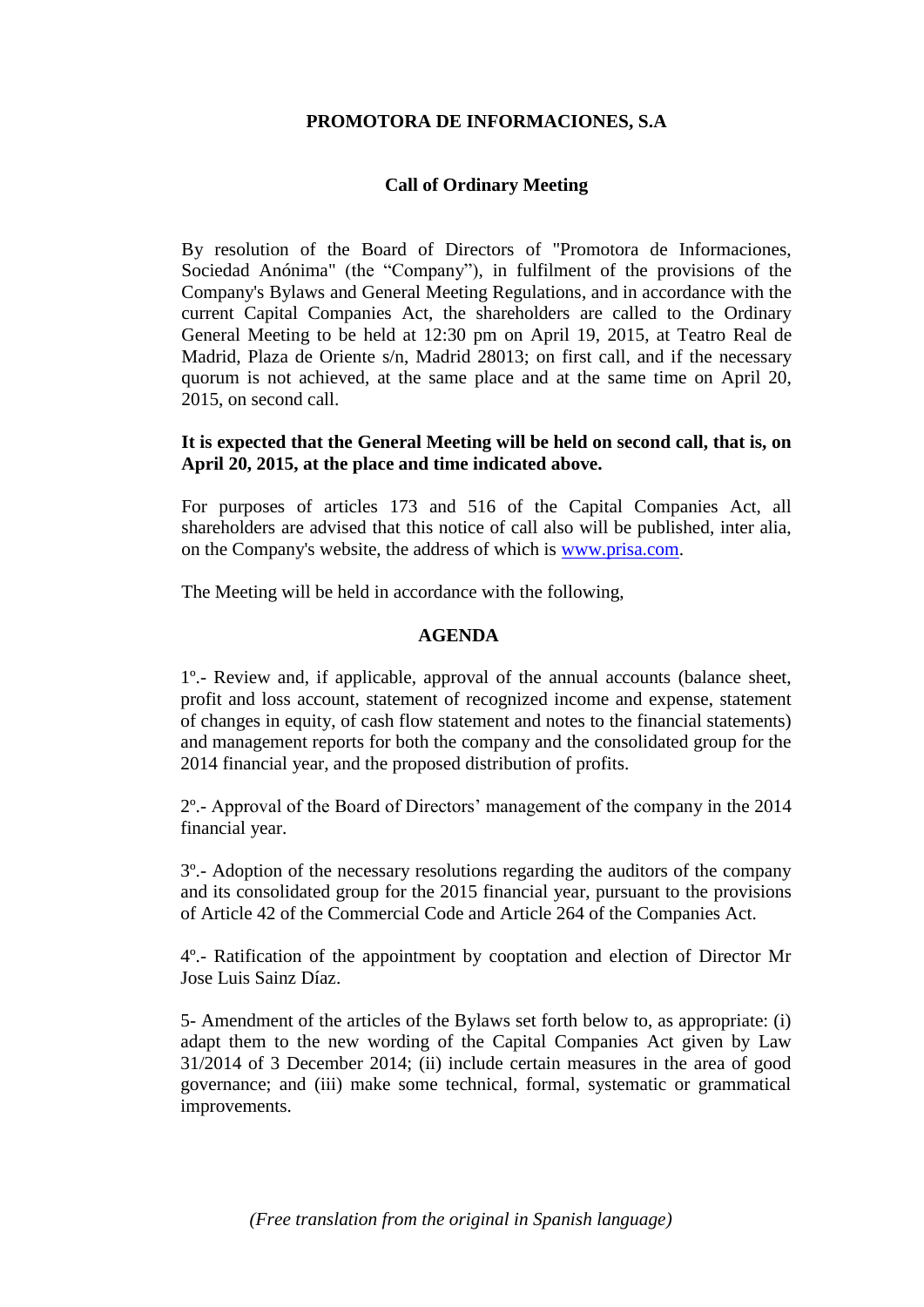# PROMOTORA DE INFORMACIONES, S.A

## Call of Ordinary Meeting

By resolution of the Board of Directors of "Promotora de Informaciones, Sociedad Anónima" (the "Company"), in fulfilment of the provisions of the Company's Bylaws and General Meeting Regulations, and in accordance with the current Capital Companies Act, the shareholders are called to the Ordinary General Meeting to be held at 12:30 pm on April 19, 2015, at Teatro Real de Madrid, Plaza de Oriente s/n, Madrid 28013; on first call, and if the necessary quorum is not achieved, at the same place and at the same time on April 20, 2015, on second call.

**It is expected that the General Meeting will be held on second call, that is, on April 20, 2015, at the place and time indicated above.**

For purposes of articles 173 and 516 of the Capital Companies Act, all shareholders are advised that this notice of call also will be published, inter alia, on the Company's website, the address of which is www.prisa.com.

The Meeting will be held in accordance with the following,

**AGENDA**

1º.- Review and, if applicable, approval of the annual accounts (balance sheet, profit and loss account, statement of recognized income and expense, statement of changes in equity, of cash flow statement and notes to the financial statements) and management reports for both the company and the consolidated group for the 2014 financial year, and the proposed distribution of profits.

2º.- Approval of the Board of Directors' management of the company in the 2014 financial year.

3º.- Adoption of the necessary resolutions regarding the auditors of the company and its consolidated group for the 2015 financial year, pursuant to the provisions of Article 42 of the Commercial Code and Article 264 of the Companies Act.

4º.- Ratification of the appointment by cooptation and election of Director Mr Jose Luis Sainz Díaz.

5- Amendment of the articles of the Bylaws set forth below to, as appropriate: (i) adapt them to the new wording of the Capital Companies Act given by Law 31/2014 of 3 December 2014; (ii) include certain measures in the area of good governance; and (iii) make some technical, formal, systematic or grammatical improvements.

*(Free translation from the original in Spanish language)*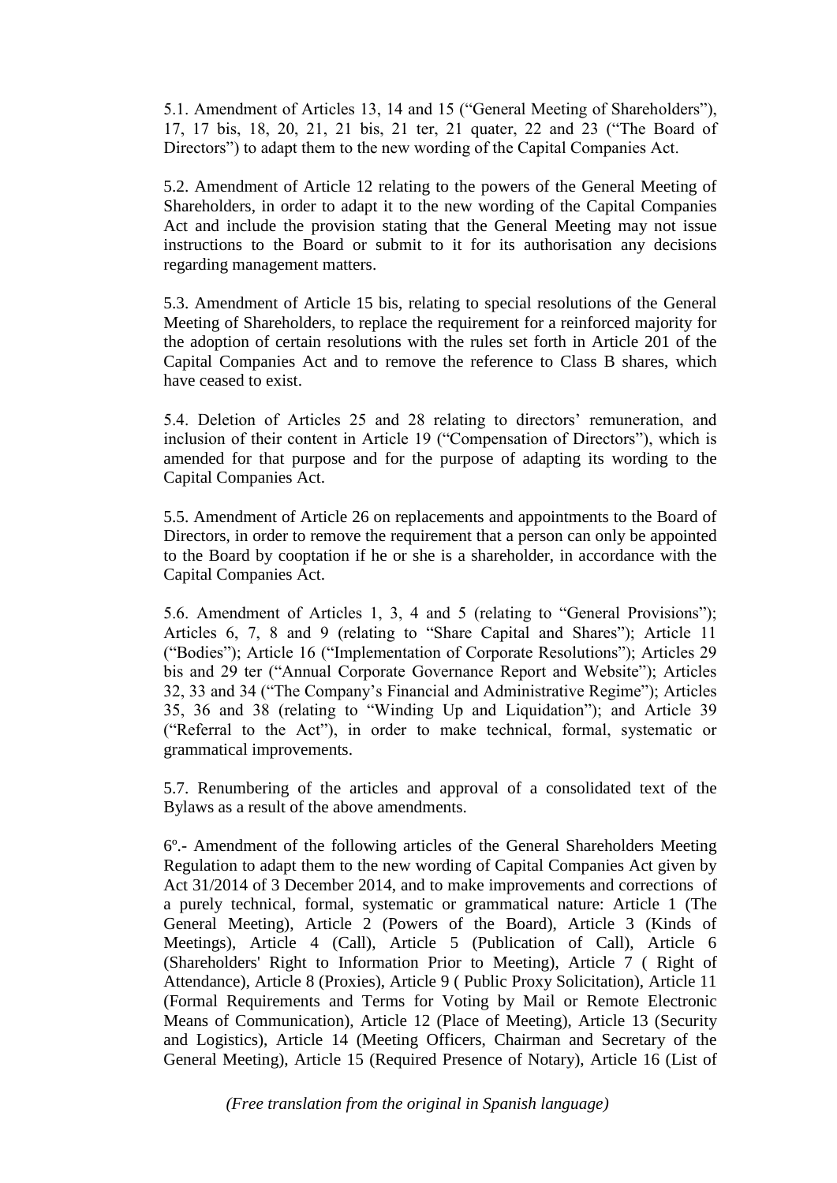5.1. Amendment of Articles 13, 14 and 15 ("General Meeting of Shareholders"), 17, 17 bis, 18, 20, 21, 21 bis, 21 ter, 21 quater, 22 and 23 ("The Board of Directors") to adapt them to the new wording of the Capital Companies Act.

5.2. Amendment of Article 12 relating to the powers of the General Meeting of Shareholders, in order to adapt it to the new wording of the Capital Companies Act and include the provision stating that the General Meeting may not issue instructions to the Board or submit to it for its authorisation any decisions regarding management matters.

5.3. Amendment of Article 15 bis, relating to special resolutions of the General Meeting of Shareholders, to replace the requirement for a reinforced majority for the adoption of certain resolutions with the rules set forth in Article 201 of the Capital Companies Act and to remove the reference to Class B shares, which have ceased to exist.

5.4. Deletion of Articles 25 and 28 relating to directors' remuneration, and inclusion of their content in Article 19 ("Compensation of Directors"), which is amended for that purpose and for the purpose of adapting its wording to the Capital Companies Act.

5.5. Amendment of Article 26 on replacements and appointments to the Board of Directors, in order to remove the requirement that a person can only be appointed to the Board by cooptation if he or she is a shareholder, in accordance with the Capital Companies Act.

5.6. Amendment of Articles 1, 3, 4 and 5 (relating to "General Provisions"); Articles 6, 7, 8 and 9 (relating to "Share Capital and Shares"); Article 11 ("Bodies"); Article 16 ("Implementation of Corporate Resolutions"); Articles 29 bis and 29 ter ("Annual Corporate Governance Report and Website"); Articles 32, 33 and 34 ("The Company's Financial and Administrative Regime"); Articles 35, 36 and 38 (relating to "Winding Up and Liquidation"); and Article 39 ("Referral to the Act"), in order to make technical, formal, systematic or grammatical improvements.

5.7. Renumbering of the articles and approval of a consolidated text of the Bylaws as a result of the above amendments.

6º.- Amendment of the following articles of the General Shareholders Meeting Regulation to adapt them to the new wording of Capital Companies Act given by Act 31/2014 of 3 December 2014, and to make improvements and corrections of a purely technical, formal, systematic or grammatical nature: Article 1 (The General Meeting), Article 2 (Powers of the Board), Article 3 (Kinds of Meetings), Article 4 (Call), Article 5 (Publication of Call), Article 6 (Shareholders' Right to Information Prior to Meeting), Article 7 ( Right of Attendance), Article 8 (Proxies), Article 9 ( Public Proxy Solicitation), Article 11 (Formal Requirements and Terms for Voting by Mail or Remote Electronic Means of Communication), Article 12 (Place of Meeting), Article 13 (Security and Logistics), Article 14 (Meeting Officers, Chairman and Secretary of the General Meeting), Article 15 (Required Presence of Notary), Article 16 (List of

*(Free translation from the original in Spanish language)*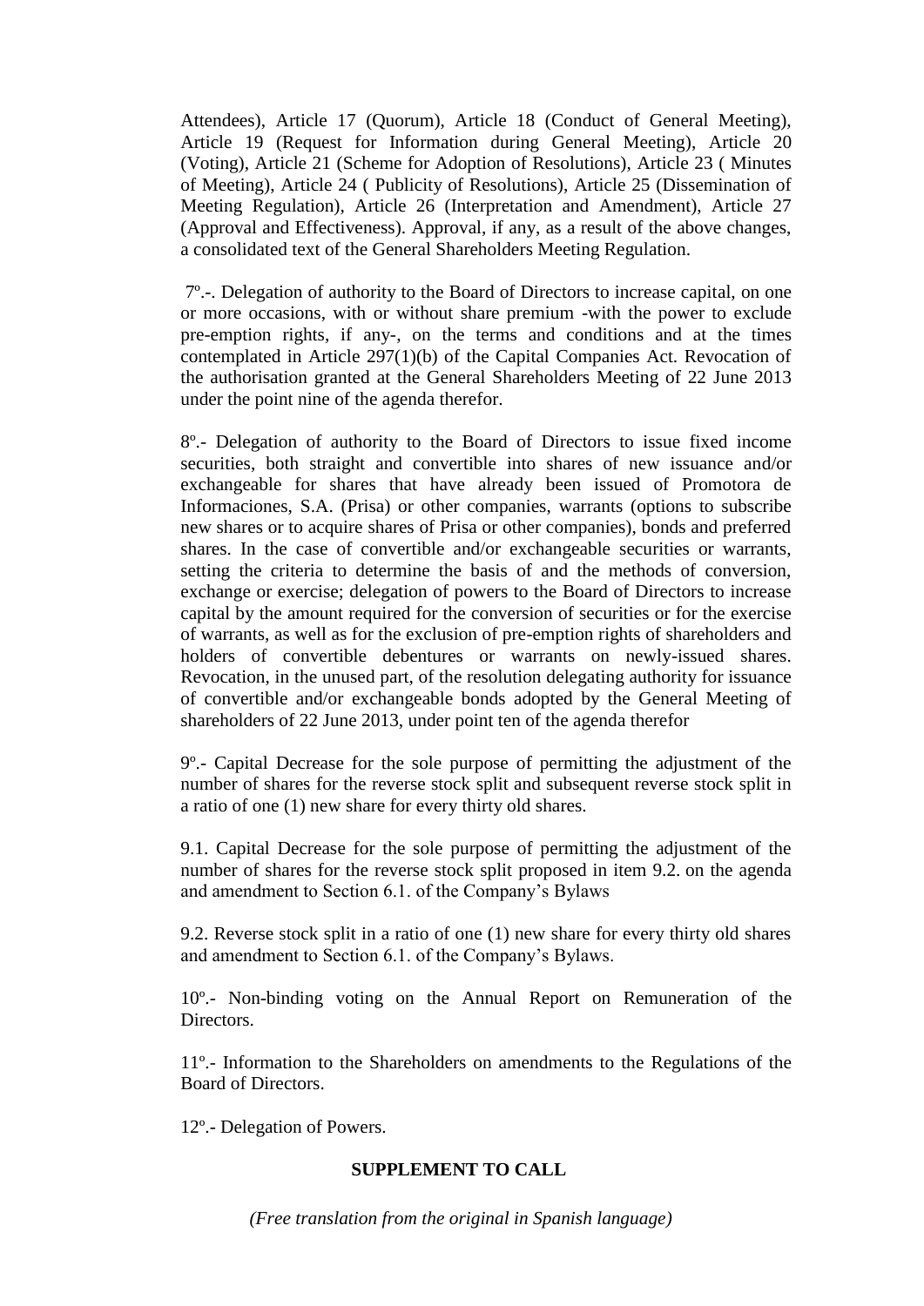Attendees), Article 17 (Quorum), Article 18 (Conduct of General Meeting), Article 19 (Request for Information during General Meeting), Article 20 (Voting), Article 21 (Scheme for Adoption of Resolutions), Article 23 ( Minutes of Meeting), Article 24 ( Publicity of Resolutions), Article 25 (Dissemination of Meeting Regulation), Article 26 (Interpretation and Amendment), Article 27 (Approval and Effectiveness). Approval, if any, as a result of the above changes, a consolidated text of the General Shareholders Meeting Regulation.

7º.-. Delegation of authority to the Board of Directors to increase capital, on one or more occasions, with or without share premium -with the power to exclude pre-emption rights, if any-, on the terms and conditions and at the times contemplated in Article 297(1)(b) of the Capital Companies Act. Revocation of the authorisation granted at the General Shareholders Meeting of 22 June 2013 under the point nine of the agenda therefor.

8º.- Delegation of authority to the Board of Directors to issue fixed income securities, both straight and convertible into shares of new issuance and/or exchangeable for shares that have already been issued of Promotora de Informaciones, S.A. (Prisa) or other companies, warrants (options to subscribe new shares or to acquire shares of Prisa or other companies), bonds and preferred shares. In the case of convertible and/or exchangeable securities or warrants, setting the criteria to determine the basis of and the methods of conversion, exchange or exercise; delegation of powers to the Board of Directors to increase capital by the amount required for the conversion of securities or for the exercise of warrants, as well as for the exclusion of pre-emption rights of shareholders and holders of convertible debentures or warrants on newly-issued shares. Revocation, in the unused part, of the resolution delegating authority for issuance of convertible and/or exchangeable bonds adopted by the General Meeting of shareholders of 22 June 2013, under point ten of the agenda therefor

9º.- Capital Decrease for the sole purpose of permitting the adjustment of the number of shares for the reverse stock split and subsequent reverse stock split in a ratio of one (1) new share for every thirty old shares.

9.1. Capital Decrease for the sole purpose of permitting the adjustment of the number of shares for the reverse stock split proposed in item 9.2. on the agenda and amendment to Section 6.1. of the Company's Bylaws

9.2. Reverse stock split in a ratio of one (1) new share for every thirty old shares and amendment to Section 6.1. of the Company's Bylaws.

10º.- Non-binding voting on the Annual Report on Remuneration of the Directors.

11º.- Information to the Shareholders on amendments to the Regulations of the Board of Directors.

12º.- Delegation of Powers.

## SUPPLEMENT TO CALL

*(Free translation from the original in Spanish language)*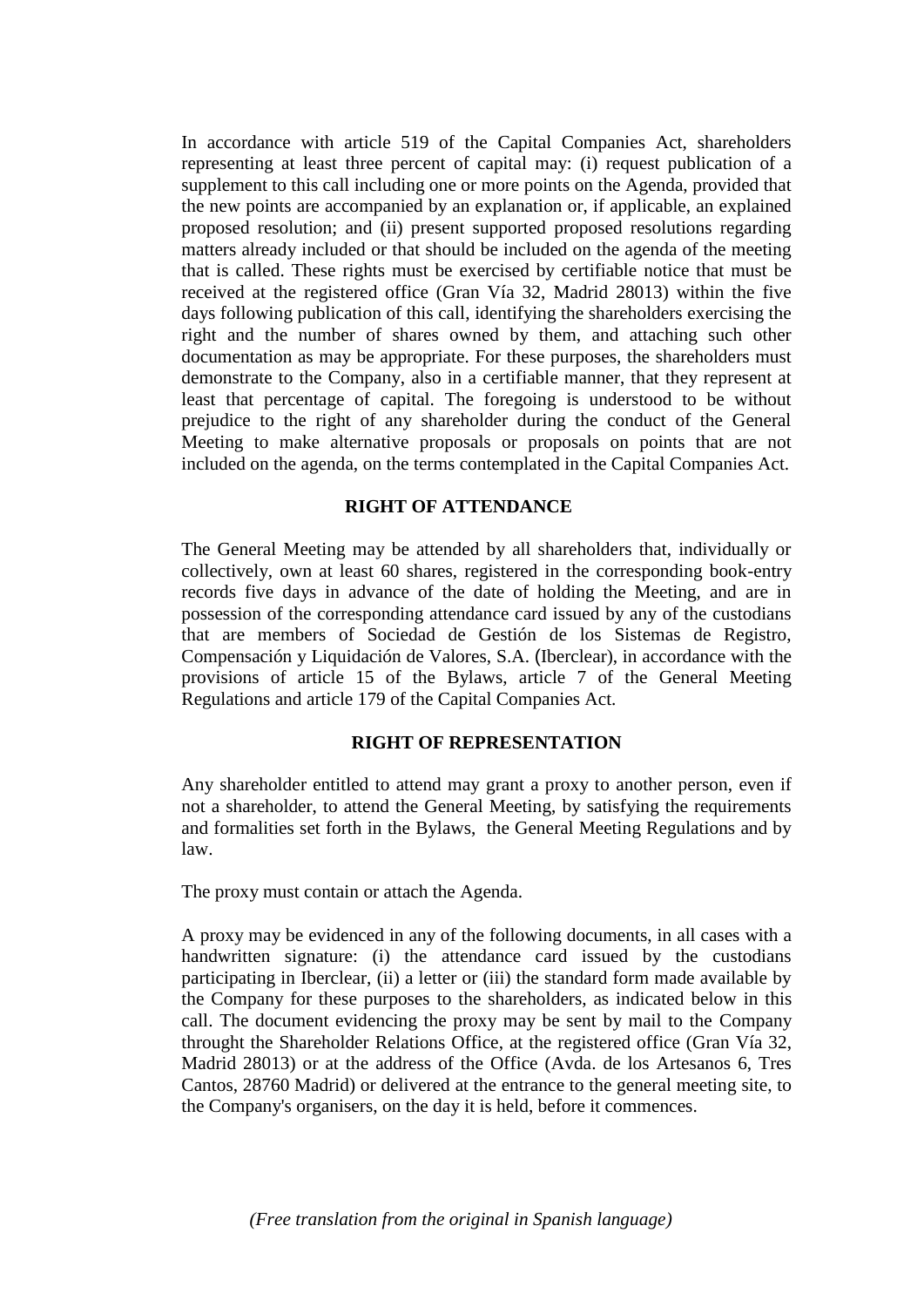In accordance with article 519 of the Capital Companies Act, shareholders representing at least three percent of capital may: (i) request publication of a supplement to this call including one or more points on the Agenda, provided that the new points are accompanied by an explanation or, if applicable, an explained proposed resolution; and (ii) present supported proposed resolutions regarding matters already included or that should be included on the agenda of the meeting that is called. These rights must be exercised by certifiable notice that must be received at the registered office (Gran Vía 32, Madrid 28013) within the five days following publication of this call, identifying the shareholders exercising the right and the number of shares owned by them, and attaching such other documentation as may be appropriate. For these purposes, the shareholders must demonstrate to the Company, also in a certifiable manner, that they represent at least that percentage of capital. The foregoing is understood to be without prejudice to the right of any shareholder during the conduct of the General Meeting to make alternative proposals or proposals on points that are not included on the agenda, on the terms contemplated in the Capital Companies Act.

## RIGHT OF ATTENDANCE

The General Meeting may be attended by all shareholders that, individually or collectively, own at least 60 shares, registered in the corresponding book-entry records five days in advance of the date of holding the Meeting, and are in possession of the corresponding attendance card issued by any of the custodians that are members of Sociedad de Gestión de los Sistemas de Registro, Compensación y Liquidación de Valores, S.A. (Iberclear), in accordance with the provisions of article 15 of the Bylaws, article 7 of the General Meeting Regulations and article 179 of the Capital Companies Act.

## RIGHT OF REPRESENTATION

Any shareholder entitled to attend may grant a proxy to another person, even if not a shareholder, to attend the General Meeting, by satisfying the requirements and formalities set forth in the Bylaws, the General Meeting Regulations and by law.

The proxy must contain or attach the Agenda.

A proxy may be evidenced in any of the following documents, in all cases with a handwritten signature: (i) the attendance card issued by the custodians participating in Iberclear, (ii) a letter or (iii) the standard form made available by the Company for these purposes to the shareholders, as indicated below in this call. The document evidencing the proxy may be sent by mail to the Company throught the Shareholder Relations Office, at the registered office (Gran Vía 32, Madrid 28013) or at the address of the Office (Avda. de los Artesanos 6, Tres Cantos, 28760 Madrid) or delivered at the entrance to the general meeting site, to the Company's organisers, on the day it is held, before it commences.

*(Free translation from the original in Spanish language)*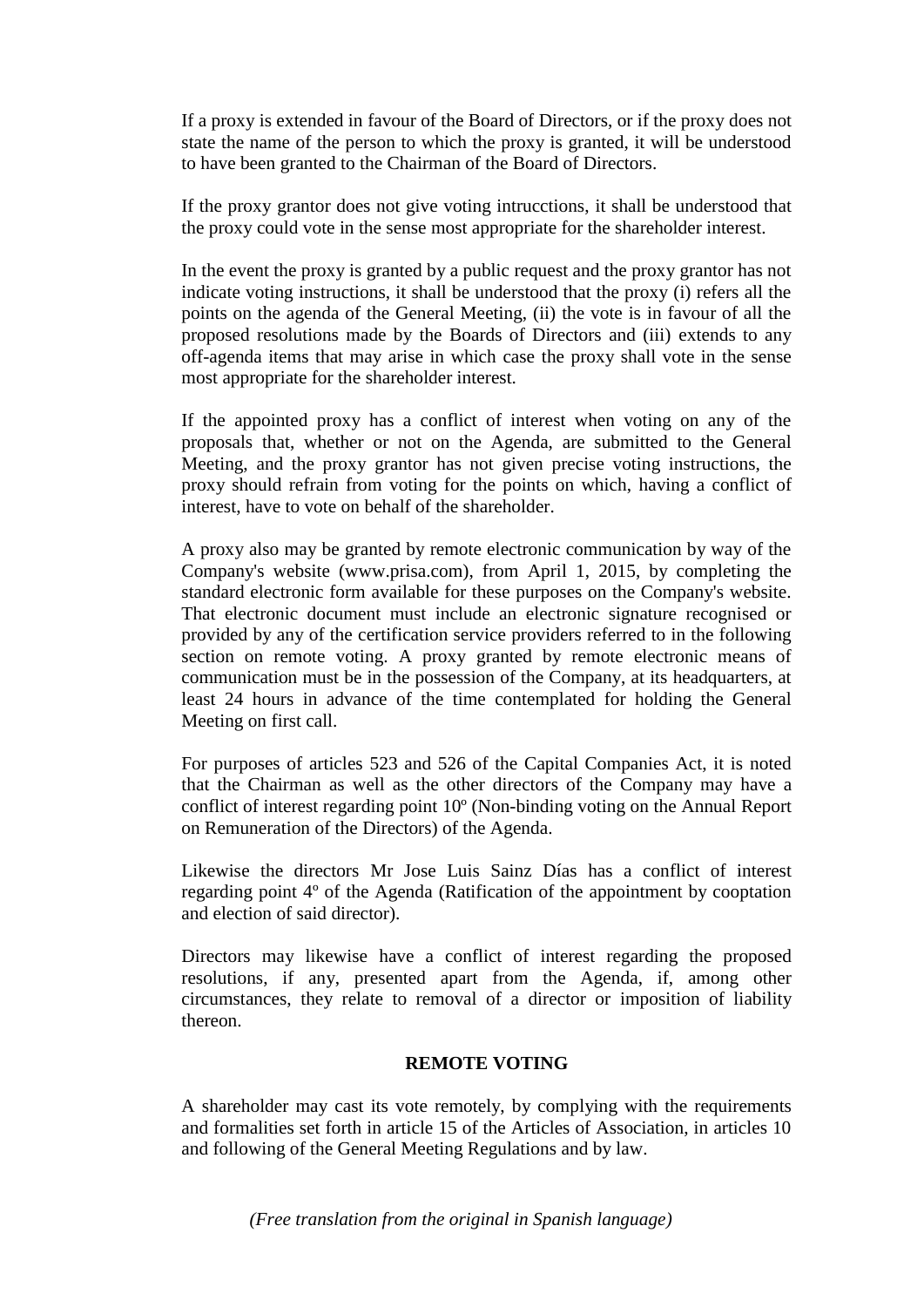If a proxy is extended in favour of the Board of Directors, or if the proxy does not state the name of the person to which the proxy is granted, it will be understood to have been granted to the Chairman of the Board of Directors.

If the proxy grantor does not give voting intrucctions, it shall be understood that the proxy could vote in the sense most appropriate for the shareholder interest.

In the event the proxy is granted by a public request and the proxy grantor has not indicate voting instructions, it shall be understood that the proxy (i) refers all the points on the agenda of the General Meeting, (ii) the vote is in favour of all the proposed resolutions made by the Boards of Directors and (iii) extends to any off-agenda items that may arise in which case the proxy shall vote in the sense most appropriate for the shareholder interest.

If the appointed proxy has a conflict of interest when voting on any of the proposals that, whether or not on the Agenda, are submitted to the General Meeting, and the proxy grantor has not given precise voting instructions, the proxy should refrain from voting for the points on which, having a conflict of interest, have to vote on behalf of the shareholder.

A proxy also may be granted by remote electronic communication by way of the Company's website (www.prisa.com), from April 1, 2015, by completing the standard electronic form available for these purposes on the Company's website. That electronic document must include an electronic signature recognised or provided by any of the certification service providers referred to in the following section on remote voting. A proxy granted by remote electronic means of communication must be in the possession of the Company, at its headquarters, at least 24 hours in advance of the time contemplated for holding the General Meeting on first call.

For purposes of articles 523 and 526 of the Capital Companies Act, it is noted that the Chairman as well as the other directors of the Company may have a conflict of interest regarding point 10º (Non-binding voting on the Annual Report on Remuneration of the Directors) of the Agenda.

Likewise the directors Mr Jose Luis Sainz Días has a conflict of interest regarding point 4º of the Agenda (Ratification of the appointment by cooptation and election of said director).

Directors may likewise have a conflict of interest regarding the proposed resolutions, if any, presented apart from the Agenda, if, among other circumstances, they relate to removal of a director or imposition of liability thereon.

**REMOTE VOTING**

A shareholder may cast its vote remotely, by complying with the requirements and formalities set forth in article 15 of the Articles of Association, in articles 10 and following of the General Meeting Regulations and by law.

*(Free translation from the original in Spanish language)*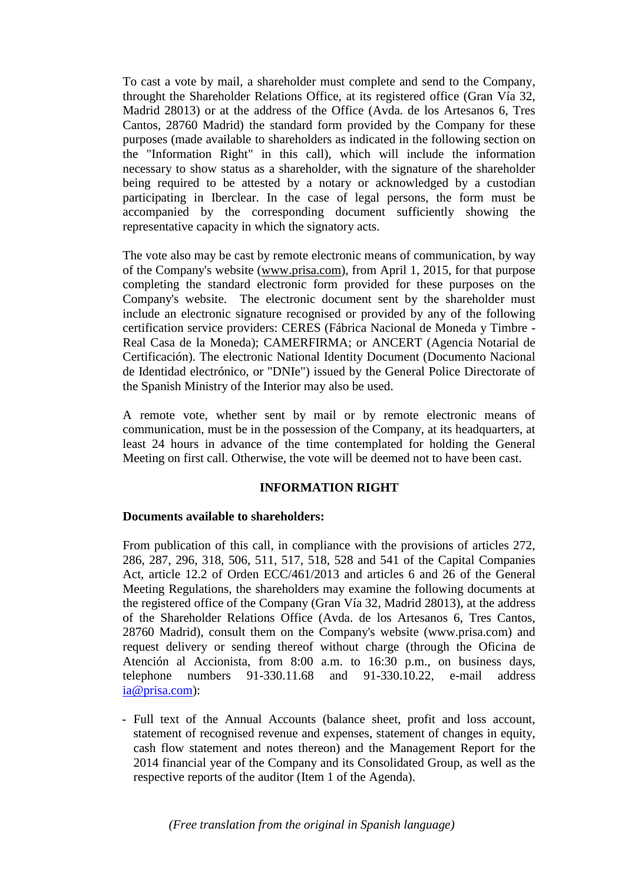To cast a vote by mail, a shareholder must complete and send to the Company, throught the Shareholder Relations Office, at its registered office (Gran Vía 32, Madrid 28013) or at the address of the Office (Avda. de los Artesanos 6, Tres Cantos, 28760 Madrid) the standard form provided by the Company for these purposes (made available to shareholders as indicated in the following section on the "Information Right" in this call), which will include the information necessary to show status as a shareholder, with the signature of the shareholder being required to be attested by a notary or acknowledged by a custodian participating in Iberclear. In the case of legal persons, the form must be accompanied by the corresponding document sufficiently showing the representative capacity in which the signatory acts.

The vote also may be cast by remote electronic means of communication, by way of the Company's website (www.prisa.com), from April 1, 2015, for that purpose completing the standard electronic form provided for these purposes on the Company's website. The electronic document sent by the shareholder must include an electronic signature recognised or provided by any of the following certification service providers: CERES (Fábrica Nacional de Moneda y Timbre - Real Casa de la Moneda); CAMERFIRMA; or ANCERT (Agencia Notarial de Certificación). The electronic National Identity Document (Documento Nacional de Identidad electrónico, or "DNIe") issued by the General Police Directorate of the Spanish Ministry of the Interior may also be used.

A remote vote, whether sent by mail or by remote electronic means of communication, must be in the possession of the Company, at its headquarters, at least 24 hours in advance of the time contemplated for holding the General Meeting on first call. Otherwise, the vote will be deemed not to have been cast.

## INFORMATION RIGHT

**Documents available to shareholders:**

From publication of this call, in compliance with the provisions of articles 272, 286, 287, 296, 318, 506, 511, 517, 518, 528 and 541 of the Capital Companies Act, article 12.2 of Orden ECC/461/2013 and articles 6 and 26 of the General Meeting Regulations, the shareholders may examine the following documents at the registered office of the Company (Gran Vía 32, Madrid 28013), at the address of the Shareholder Relations Office (Avda. de los Artesanos 6, Tres Cantos, 28760 Madrid), consult them on the Company's website (www.prisa.com) and request delivery or sending thereof without charge (through the Oficina de Atención al Accionista, from 8:00 a.m. to 16:30 p.m., on business days, telephone numbers 91-330.11.68 and 91-330.10.22, e-mail address ia@prisa.com):

- Full text of the Annual Accounts (balance sheet, profit and loss account, statement of recognised revenue and expenses, statement of changes in equity, cash flow statement and notes thereon) and the Management Report for the 2014 financial year of the Company and its Consolidated Group, as well as the respective reports of the auditor (Item 1 of the Agenda).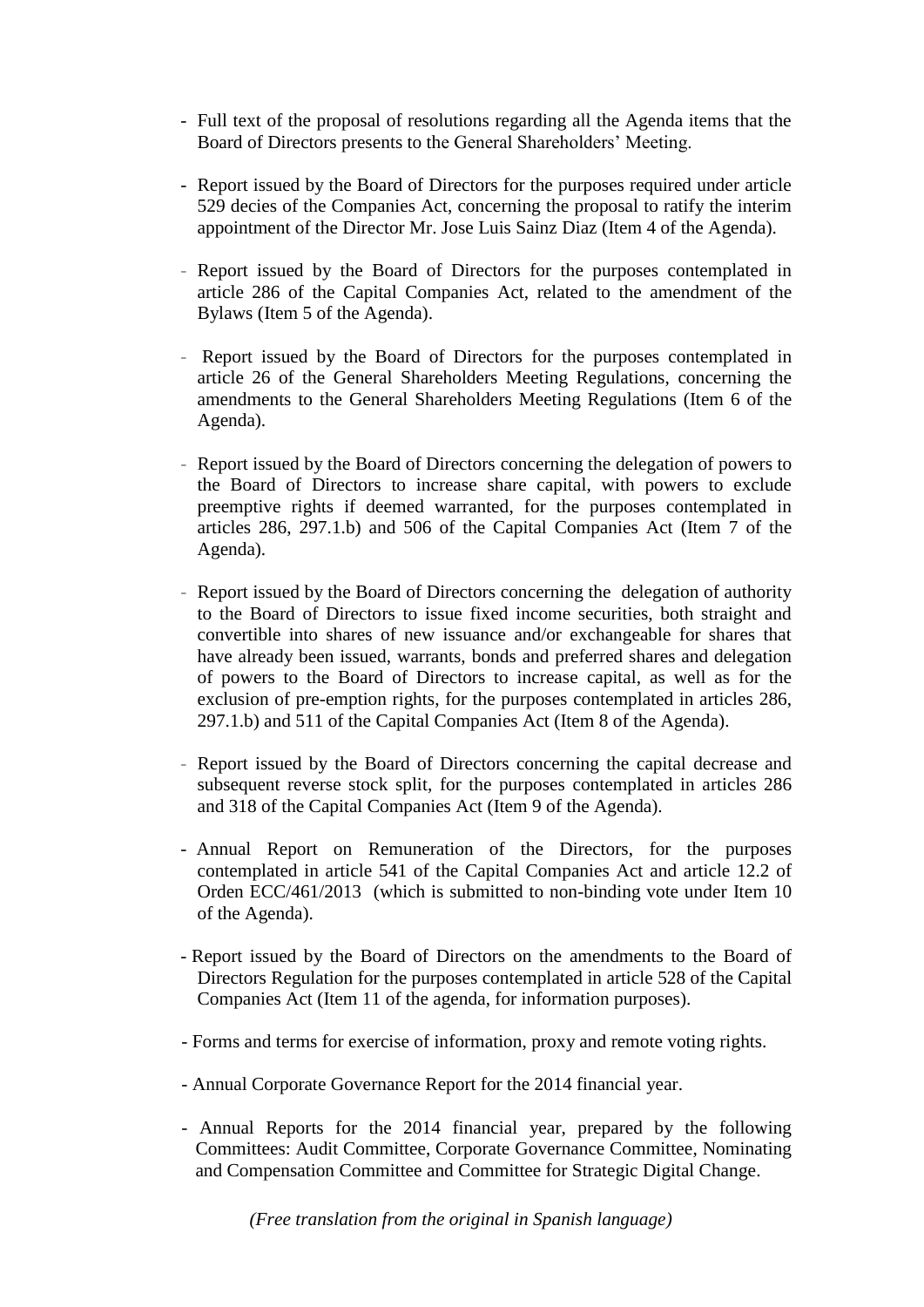- Full text of the proposal of resolutions regarding all the Agenda items that the Board of Directors presents to the General Shareholders' Meeting.

- Report issued by the Board of Directors for the purposes required under article 529 decies of the Companies Act, concerning the proposal to ratify the interim appointment of the Director Mr. Jose Luis Sainz Diaz (Item 4 of the Agenda).

- Report issued by the Board of Directors for the purposes contemplated in article 286 of the Capital Companies Act, related to the amendment of the Bylaws (Item 5 of the Agenda).

- Report issued by the Board of Directors for the purposes contemplated in article 26 of the General Shareholders Meeting Regulations, concerning the amendments to the General Shareholders Meeting Regulations (Item 6 of the Agenda).

- Report issued by the Board of Directors concerning the delegation of powers to the Board of Directors to increase share capital, with powers to exclude preemptive rights if deemed warranted, for the purposes contemplated in articles 286, 297.1.b) and 506 of the Capital Companies Act (Item 7 of the Agenda).

- Report issued by the Board of Directors concerning the delegation of authority to the Board of Directors to issue fixed income securities, both straight and convertible into shares of new issuance and/or exchangeable for shares that have already been issued, warrants, bonds and preferred shares and delegation of powers to the Board of Directors to increase capital, as well as for the exclusion of pre-emption rights, for the purposes contemplated in articles 286, 297.1.b) and 511 of the Capital Companies Act (Item 8 of the Agenda).

- Report issued by the Board of Directors concerning the capital decrease and subsequent reverse stock split, for the purposes contemplated in articles 286 and 318 of the Capital Companies Act (Item 9 of the Agenda).

- Annual Report on Remuneration of the Directors, for the purposes contemplated in article 541 of the Capital Companies Act and article 12.2 of Orden ECC/461/2013 (which is submitted to non-binding vote under Item 10 of the Agenda).

- Report issued by the Board of Directors on the amendments to the Board of Directors Regulation for the purposes contemplated in article 528 of the Capital Companies Act (Item 11 of the agenda, for information purposes).

- Forms and terms for exercise of information, proxy and remote voting rights.

- Annual Corporate Governance Report for the 2014 financial year.

- Annual Reports for the 2014 financial year, prepared by the following Committees: Audit Committee, Corporate Governance Committee, Nominating and Compensation Committee and Committee for Strategic Digital Change.

*(Free translation from the original in Spanish language)*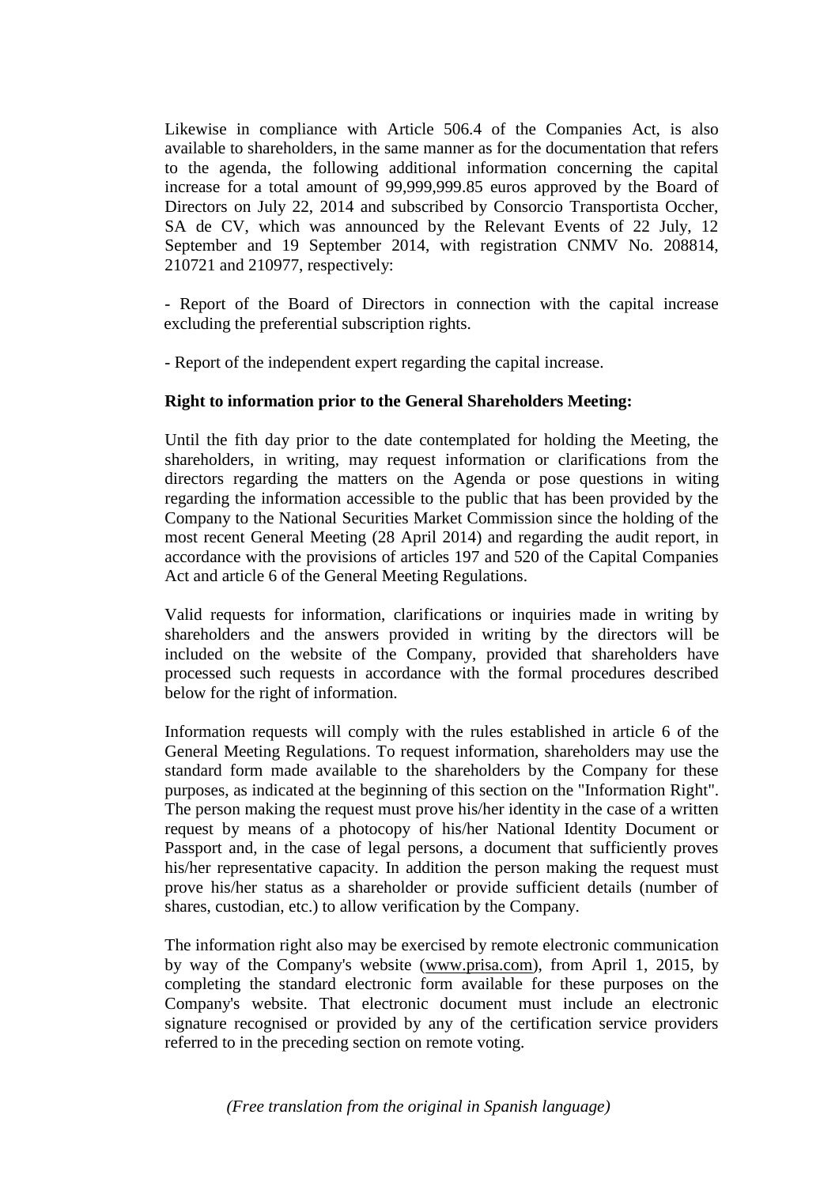Likewise in compliance with Article 506.4 of the Companies Act, is also available to shareholders, in the same manner as for the documentation that refers to the agenda, the following additional information concerning the capital increase for a total amount of 99,999,999.85 euros approved by the Board of Directors on July 22, 2014 and subscribed by Consorcio Transportista Occher, SA de CV, which was announced by the Relevant Events of 22 July, 12 September and 19 September 2014, with registration CNMV No. 208814, 210721 and 210977, respectively:

- Report of the Board of Directors in connection with the capital increase excluding the preferential subscription rights.

- Report of the independent expert regarding the capital increase.

**Right to information prior to the General Shareholders Meeting:**

Until the fith day prior to the date contemplated for holding the Meeting, the shareholders, in writing, may request information or clarifications from the directors regarding the matters on the Agenda or pose questions in witing regarding the information accessible to the public that has been provided by the Company to the National Securities Market Commission since the holding of the most recent General Meeting (28 April 2014) and regarding the audit report, in accordance with the provisions of articles 197 and 520 of the Capital Companies Act and article 6 of the General Meeting Regulations.

Valid requests for information, clarifications or inquiries made in writing by shareholders and the answers provided in writing by the directors will be included on the website of the Company, provided that shareholders have processed such requests in accordance with the formal procedures described below for the right of information.

Information requests will comply with the rules established in article 6 of the General Meeting Regulations. To request information, shareholders may use the standard form made available to the shareholders by the Company for these purposes, as indicated at the beginning of this section on the "Information Right". The person making the request must prove his/her identity in the case of a written request by means of a photocopy of his/her National Identity Document or Passport and, in the case of legal persons, a document that sufficiently proves his/her representative capacity. In addition the person making the request must prove his/her status as a shareholder or provide sufficient details (number of shares, custodian, etc.) to allow verification by the Company.

The information right also may be exercised by remote electronic communication by way of the Company's website (www.prisa.com), from April 1, 2015, by completing the standard electronic form available for these purposes on the Company's website. That electronic document must include an electronic signature recognised or provided by any of the certification service providers referred to in the preceding section on remote voting.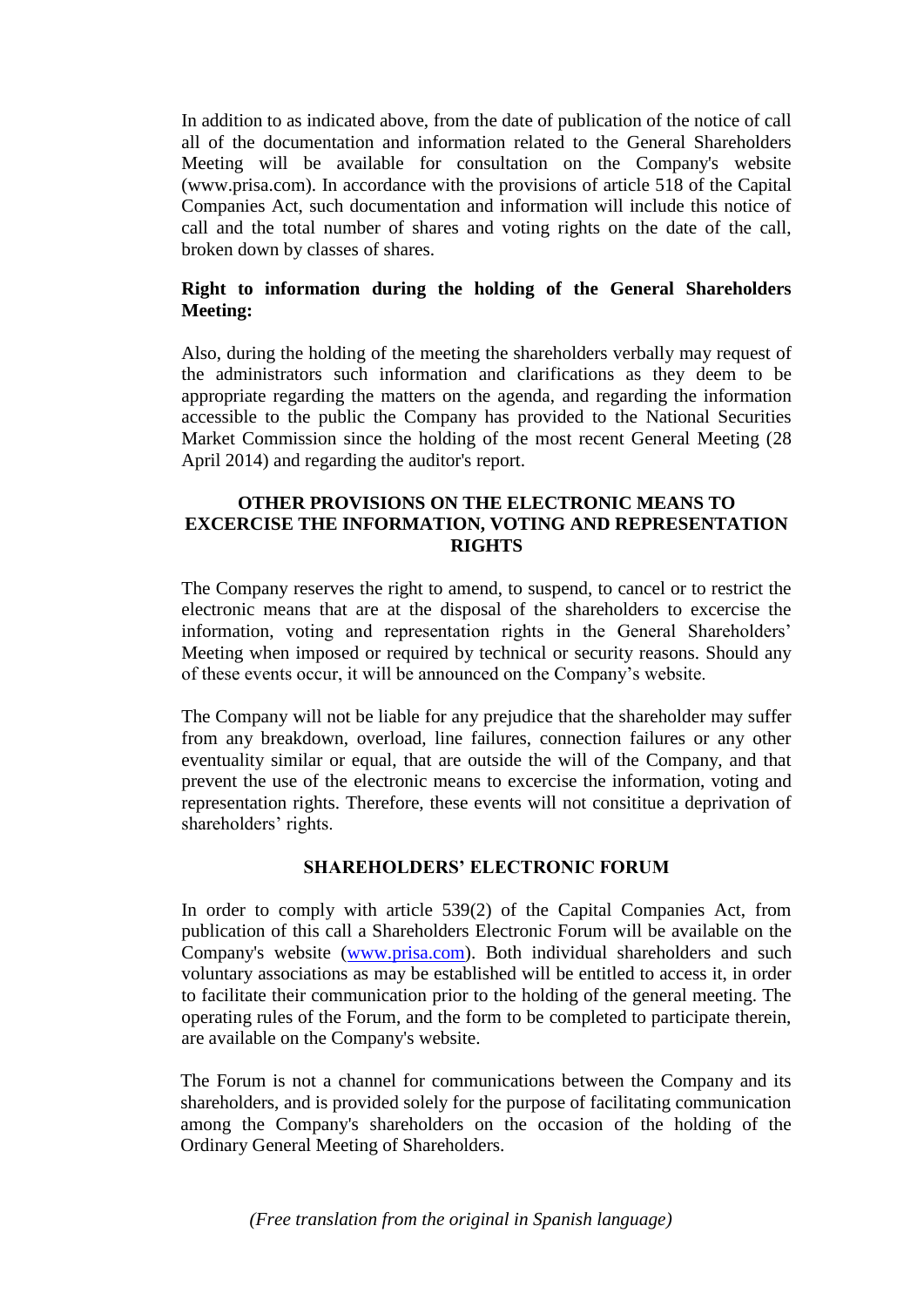In addition to as indicated above, from the date of publication of the notice of call all of the documentation and information related to the General Shareholders Meeting will be available for consultation on the Company's website (www.prisa.com). In accordance with the provisions of article 518 of the Capital Companies Act, such documentation and information will include this notice of call and the total number of shares and voting rights on the date of the call, broken down by classes of shares.

**Right to information during the holding of the General Shareholders Meeting:**

Also, during the holding of the meeting the shareholders verbally may request of the administrators such information and clarifications as they deem to be appropriate regarding the matters on the agenda, and regarding the information accessible to the public the Company has provided to the National Securities Market Commission since the holding of the most recent General Meeting (28 April 2014) and regarding the auditor's report.

## OTHER PROVISIONS ON THE ELECTRONIC MEANS TO EXCERCISE THE INFORMATION, VOTING AND REPRESENTATION RIGHTS

The Company reserves the right to amend, to suspend, to cancel or to restrict the electronic means that are at the disposal of the shareholders to excercise the information, voting and representation rights in the General Shareholders' Meeting when imposed or required by technical or security reasons. Should any of these events occur, it will be announced on the Company's website.

The Company will not be liable for any prejudice that the shareholder may suffer from any breakdown, overload, line failures, connection failures or any other eventuality similar or equal, that are outside the will of the Company, and that prevent the use of the electronic means to excercise the information, voting and representation rights. Therefore, these events will not consititue a deprivation of shareholders' rights.

## SHAREHOLDERS' ELECTRONIC FORUM

In order to comply with article 539(2) of the Capital Companies Act, from publication of this call a Shareholders Electronic Forum will be available on the Company's website (www.prisa.com). Both individual shareholders and such voluntary associations as may be established will be entitled to access it, in order to facilitate their communication prior to the holding of the general meeting. The operating rules of the Forum, and the form to be completed to participate therein, are available on the Company's website.

The Forum is not a channel for communications between the Company and its shareholders, and is provided solely for the purpose of facilitating communication among the Company's shareholders on the occasion of the holding of the Ordinary General Meeting of Shareholders.

*(Free translation from the original in Spanish language)*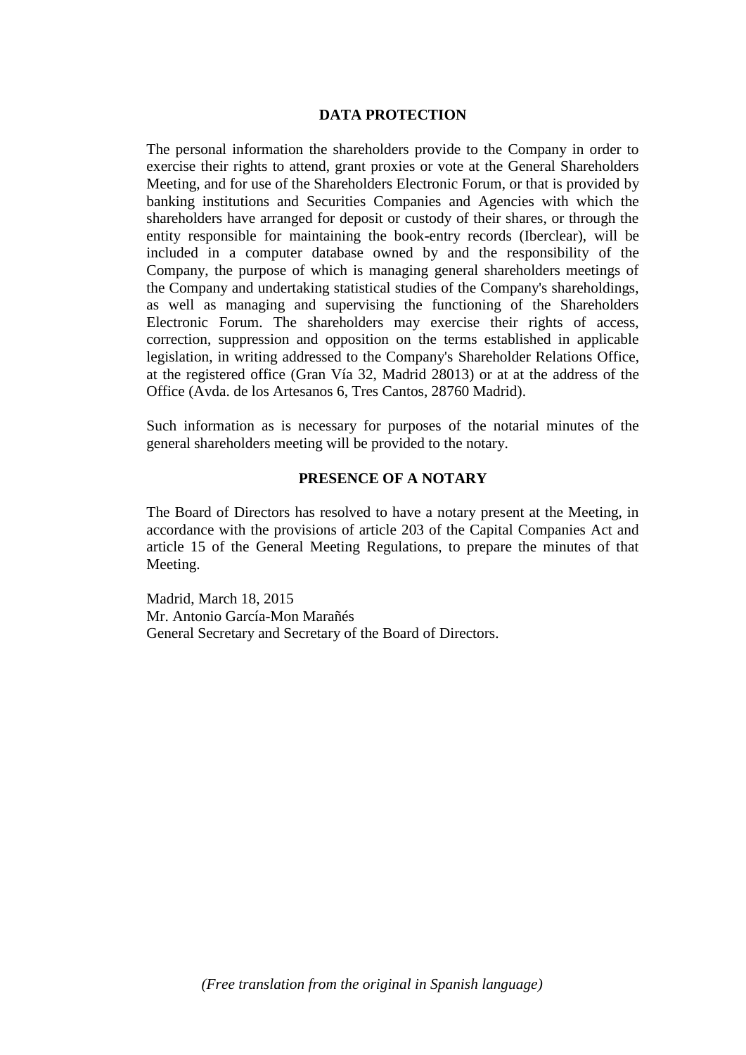## DATA PROTECTION

The personal information the shareholders provide to the Company in order to exercise their rights to attend, grant proxies or vote at the General Shareholders Meeting, and for use of the Shareholders Electronic Forum, or that is provided by banking institutions and Securities Companies and Agencies with which the shareholders have arranged for deposit or custody of their shares, or through the entity responsible for maintaining the book-entry records (Iberclear), will be included in a computer database owned by and the responsibility of the Company, the purpose of which is managing general shareholders meetings of the Company and undertaking statistical studies of the Company's shareholdings, as well as managing and supervising the functioning of the Shareholders Electronic Forum. The shareholders may exercise their rights of access, correction, suppression and opposition on the terms established in applicable legislation, in writing addressed to the Company's Shareholder Relations Office, at the registered office (Gran Vía 32, Madrid 28013) or at at the address of the Office (Avda. de los Artesanos 6, Tres Cantos, 28760 Madrid).

Such information as is necessary for purposes of the notarial minutes of the general shareholders meeting will be provided to the notary.

## PRESENCE OF A NOTARY

The Board of Directors has resolved to have a notary present at the Meeting, in accordance with the provisions of article 203 of the Capital Companies Act and article 15 of the General Meeting Regulations, to prepare the minutes of that Meeting.

Madrid, March 18, 2015
Mr. Antonio García-Mon Marañés
General Secretary and Secretary of the Board of Directors.

*(Free translation from the original in Spanish language)*